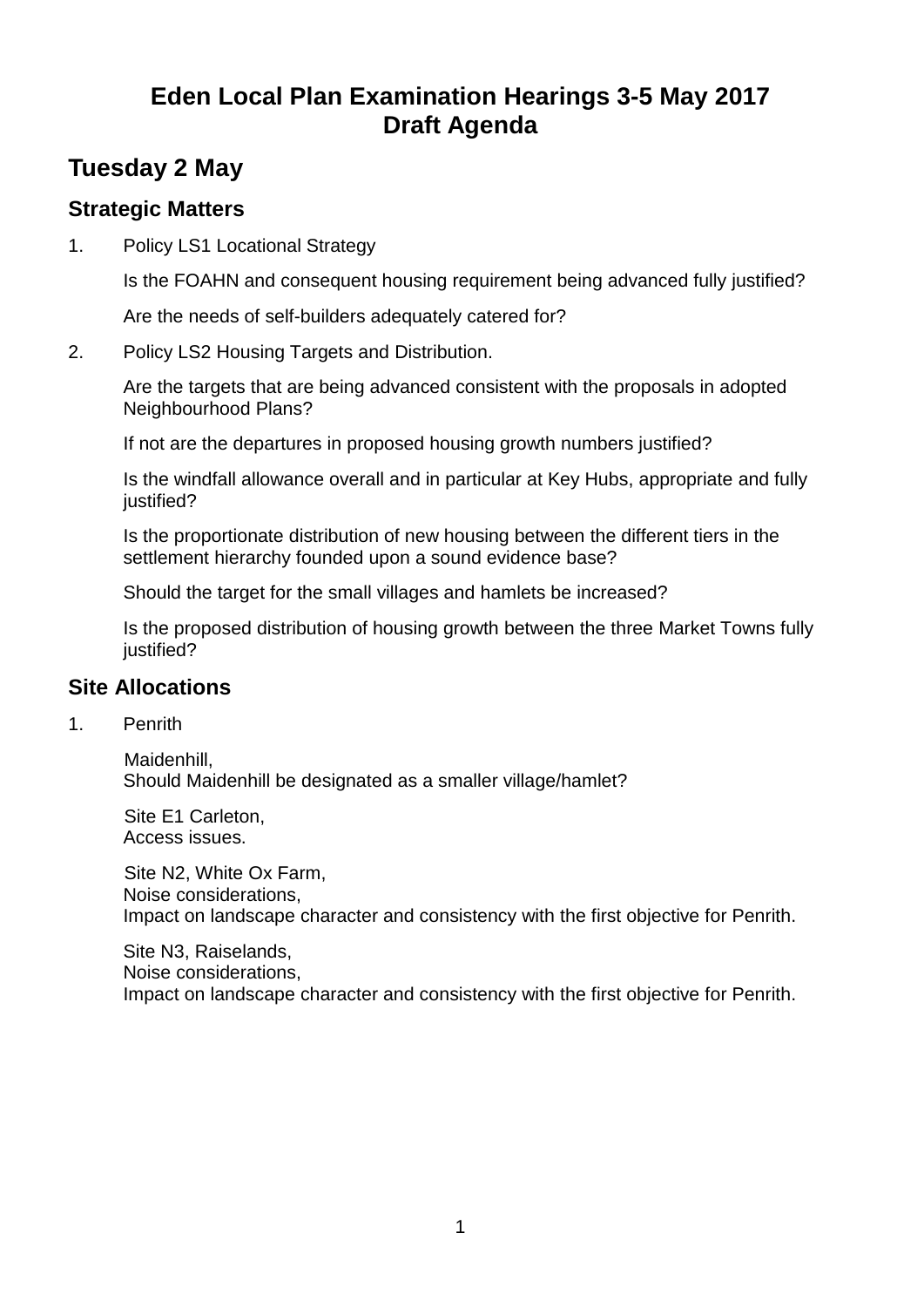# Eden Local Plan Examination Hearings 3-5 May 2017
# Draft Agenda

## Tuesday 2 May

### Strategic Matters

1. Policy LS1 Locational Strategy

   Is the FOAHN and consequent housing requirement being advanced fully justified?

   Are the needs of self-builders adequately catered for?

2. Policy LS2 Housing Targets and Distribution.

   Are the targets that are being advanced consistent with the proposals in adopted Neighbourhood Plans?

   If not are the departures in proposed housing growth numbers justified?

   Is the windfall allowance overall and in particular at Key Hubs, appropriate and fully justified?

   Is the proportionate distribution of new housing between the different tiers in the settlement hierarchy founded upon a sound evidence base?

   Should the target for the small villages and hamlets be increased?

   Is the proposed distribution of housing growth between the three Market Towns fully justified?

### Site Allocations

1. Penrith

   Maidenhill,
   Should Maidenhill be designated as a smaller village/hamlet?

   Site E1 Carleton,
   Access issues.

   Site N2, White Ox Farm,
   Noise considerations,
   Impact on landscape character and consistency with the first objective for Penrith.

   Site N3, Raiselands,
   Noise considerations,
   Impact on landscape character and consistency with the first objective for Penrith.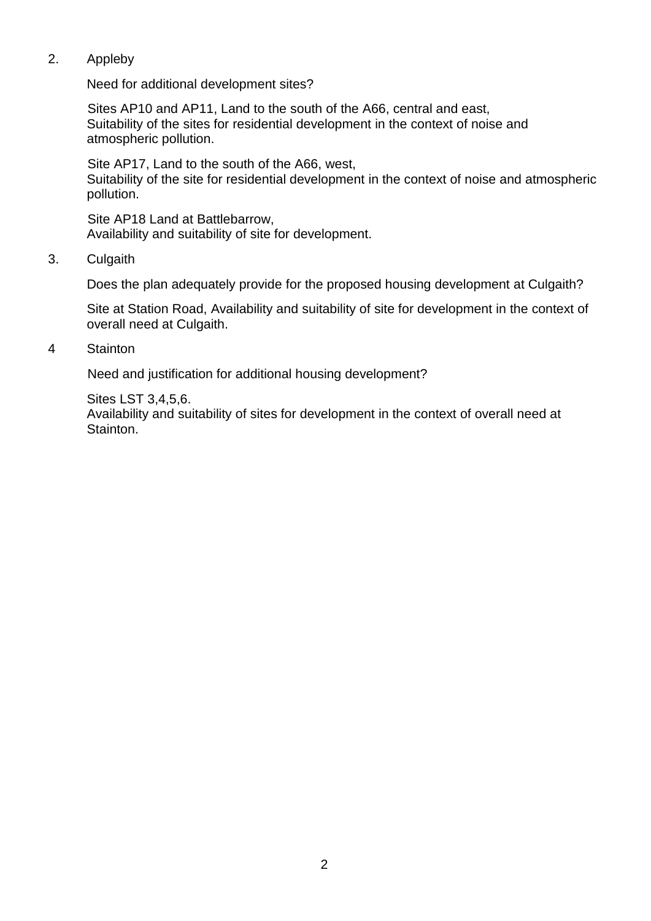2. Appleby

   Need for additional development sites?

   Sites AP10 and AP11, Land to the south of the A66, central and east,
   Suitability of the sites for residential development in the context of noise and atmospheric pollution.

   Site AP17, Land to the south of the A66, west,
   Suitability of the site for residential development in the context of noise and atmospheric pollution.

   Site AP18 Land at Battlebarrow,
   Availability and suitability of site for development.

3. Culgaith

   Does the plan adequately provide for the proposed housing development at Culgaith?

   Site at Station Road, Availability and suitability of site for development in the context of overall need at Culgaith.

4 Stainton

   Need and justification for additional housing development?

   Sites LST 3,4,5,6.
   Availability and suitability of sites for development in the context of overall need at Stainton.